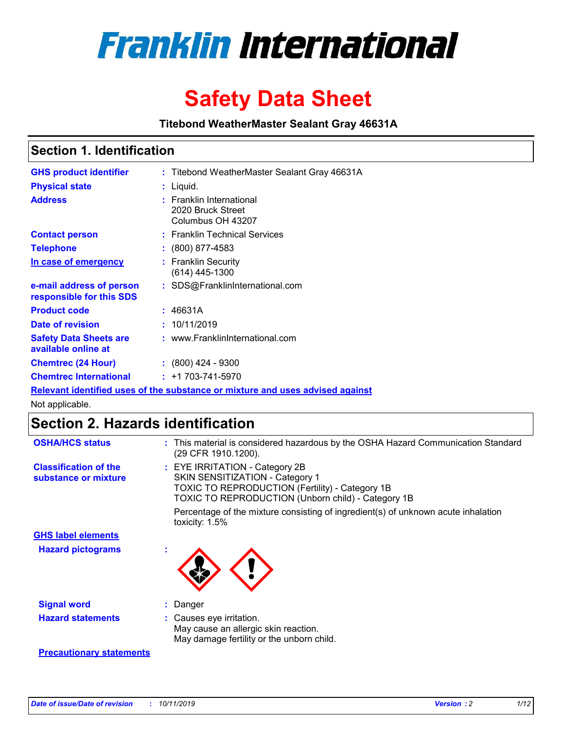# Franklin International

# Safety Data Sheet

**Titebond WeatherMaster Sealant Gray 46631A**

## Section 1. Identification

| | | |
|---|---|---|
| **GHS product identifier** | : | Titebond WeatherMaster Sealant Gray 46631A |
| **Physical state** | : | Liquid. |
| **Address** | : | Franklin International<br>2020 Bruck Street<br>Columbus OH 43207 |
| **Contact person** | : | Franklin Technical Services |
| **Telephone** | : | (800) 877-4583 |
| **In case of emergency** | : | Franklin Security<br>(614) 445-1300 |
| **e-mail address of person responsible for this SDS** | : | SDS@FranklinInternational.com |
| **Product code** | : | 46631A |
| **Date of revision** | : | 10/11/2019 |
| **Safety Data Sheets are available online at** | : | www.FranklinInternational.com |
| **Chemtrec (24 Hour)** | : | (800) 424 - 9300 |
| **Chemtrec International** | : | +1 703-741-5970 |

**Relevant identified uses of the substance or mixture and uses advised against**

Not applicable.

## Section 2. Hazards identification

| | | |
|---|---|---|
| **OSHA/HCS status** | : | This material is considered hazardous by the OSHA Hazard Communication Standard (29 CFR 1910.1200). |
| **Classification of the substance or mixture** | : | EYE IRRITATION - Category 2B<br>SKIN SENSITIZATION - Category 1<br>TOXIC TO REPRODUCTION (Fertility) - Category 1B<br>TOXIC TO REPRODUCTION (Unborn child) - Category 1B<br><br>Percentage of the mixture consisting of ingredient(s) of unknown acute inhalation toxicity: 1.5% |

**GHS label elements**

| | | |
|---|---|---|
| **Hazard pictograms** | : | |
| **Signal word** | : | Danger |
| **Hazard statements** | : | Causes eye irritation.<br>May cause an allergic skin reaction.<br>May damage fertility or the unborn child. |

**Precautionary statements**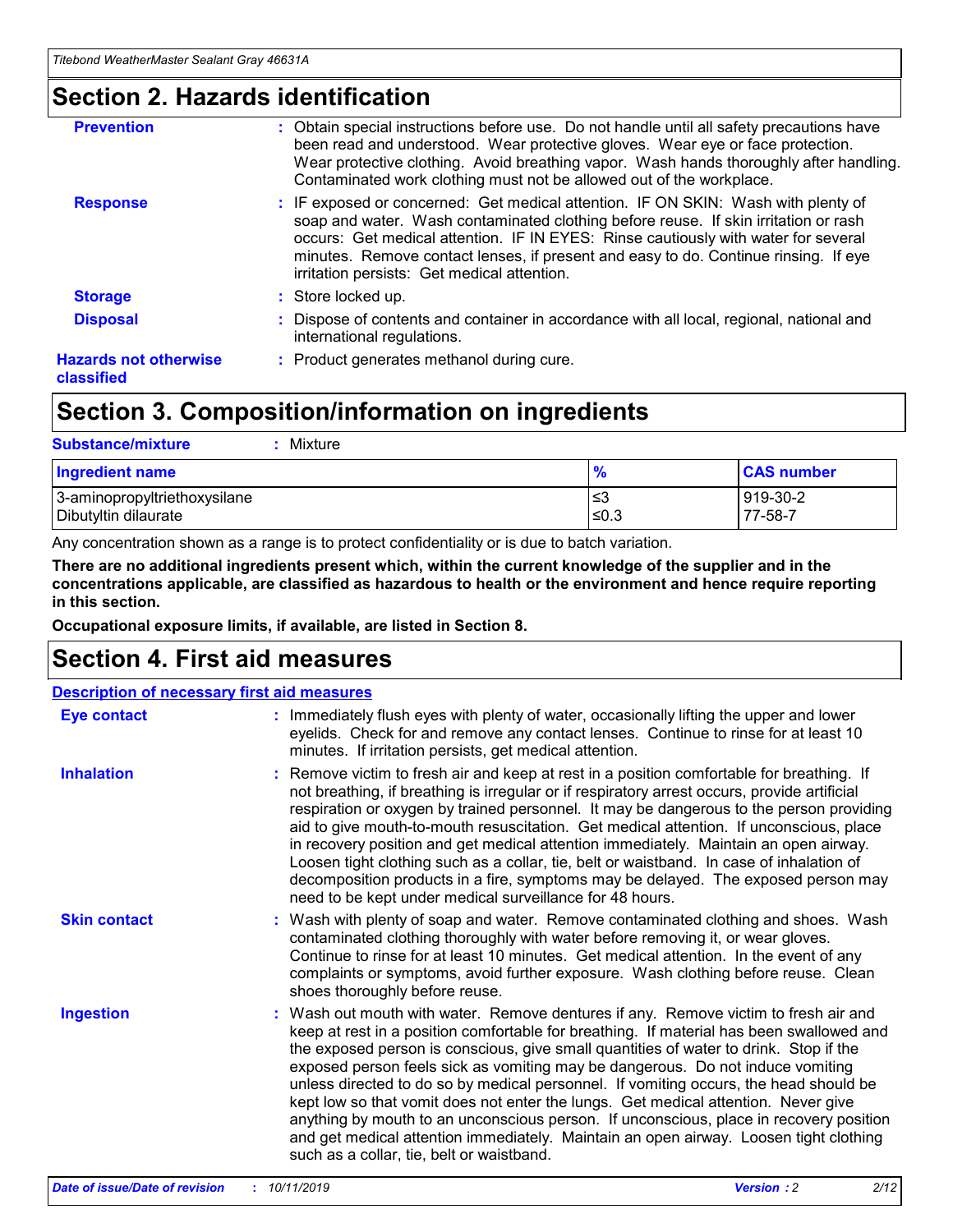# Section 2. Hazards identification

**Prevention** : Obtain special instructions before use. Do not handle until all safety precautions have been read and understood. Wear protective gloves. Wear eye or face protection. Wear protective clothing. Avoid breathing vapor. Wash hands thoroughly after handling. Contaminated work clothing must not be allowed out of the workplace.

**Response** : IF exposed or concerned: Get medical attention. IF ON SKIN: Wash with plenty of soap and water. Wash contaminated clothing before reuse. If skin irritation or rash occurs: Get medical attention. IF IN EYES: Rinse cautiously with water for several minutes. Remove contact lenses, if present and easy to do. Continue rinsing. If eye irritation persists: Get medical attention.

**Storage** : Store locked up.

**Disposal** : Dispose of contents and container in accordance with all local, regional, national and international regulations.

**Hazards not otherwise classified** : Product generates methanol during cure.

# Section 3. Composition/information on ingredients

**Substance/mixture** : Mixture

| Ingredient name | % | CAS number |
|---|---|---|
| 3-aminopropyltriethoxysilane | ≤3 | 919-30-2 |
| Dibutyltin dilaurate | ≤0.3 | 77-58-7 |

Any concentration shown as a range is to protect confidentiality or is due to batch variation.

**There are no additional ingredients present which, within the current knowledge of the supplier and in the concentrations applicable, are classified as hazardous to health or the environment and hence require reporting in this section.**

**Occupational exposure limits, if available, are listed in Section 8.**

# Section 4. First aid measures

**Description of necessary first aid measures**

**Eye contact** : Immediately flush eyes with plenty of water, occasionally lifting the upper and lower eyelids. Check for and remove any contact lenses. Continue to rinse for at least 10 minutes. If irritation persists, get medical attention.

**Inhalation** : Remove victim to fresh air and keep at rest in a position comfortable for breathing. If not breathing, if breathing is irregular or if respiratory arrest occurs, provide artificial respiration or oxygen by trained personnel. It may be dangerous to the person providing aid to give mouth-to-mouth resuscitation. Get medical attention. If unconscious, place in recovery position and get medical attention immediately. Maintain an open airway. Loosen tight clothing such as a collar, tie, belt or waistband. In case of inhalation of decomposition products in a fire, symptoms may be delayed. The exposed person may need to be kept under medical surveillance for 48 hours.

**Skin contact** : Wash with plenty of soap and water. Remove contaminated clothing and shoes. Wash contaminated clothing thoroughly with water before removing it, or wear gloves. Continue to rinse for at least 10 minutes. Get medical attention. In the event of any complaints or symptoms, avoid further exposure. Wash clothing before reuse. Clean shoes thoroughly before reuse.

**Ingestion** : Wash out mouth with water. Remove dentures if any. Remove victim to fresh air and keep at rest in a position comfortable for breathing. If material has been swallowed and the exposed person is conscious, give small quantities of water to drink. Stop if the exposed person feels sick as vomiting may be dangerous. Do not induce vomiting unless directed to do so by medical personnel. If vomiting occurs, the head should be kept low so that vomit does not enter the lungs. Get medical attention. Never give anything by mouth to an unconscious person. If unconscious, place in recovery position and get medical attention immediately. Maintain an open airway. Loosen tight clothing such as a collar, tie, belt or waistband.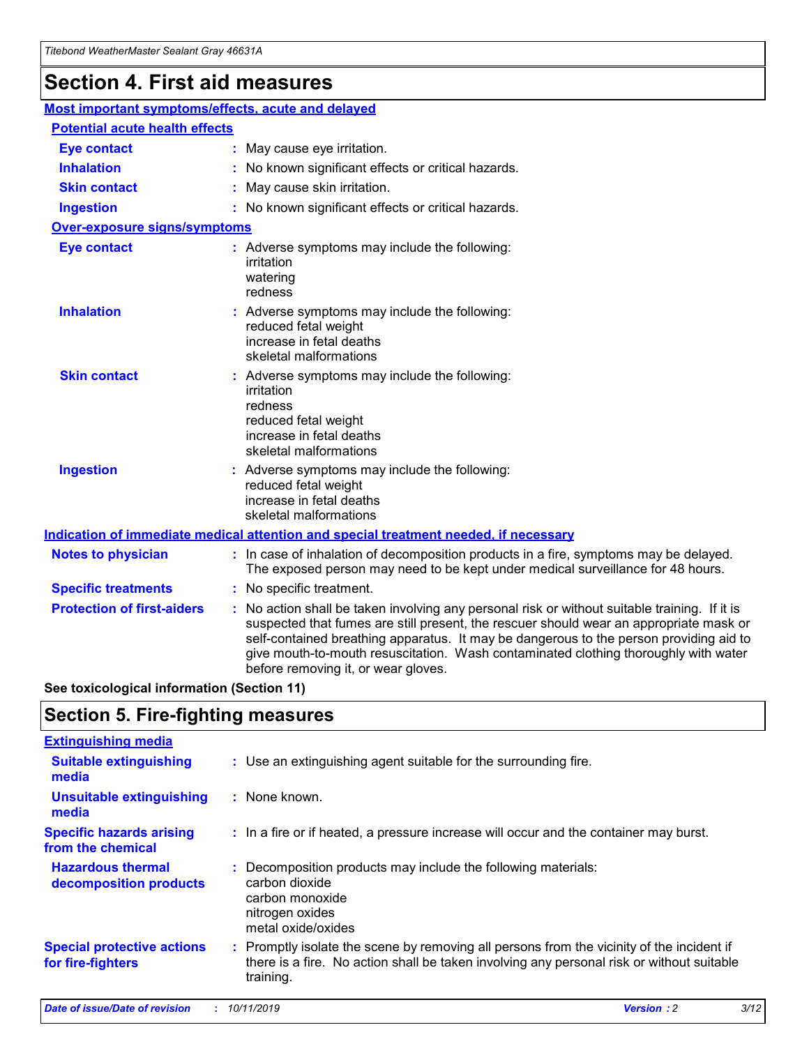# Section 4. First aid measures

## Most important symptoms/effects, acute and delayed

### Potential acute health effects

**Eye contact** : May cause eye irritation.

**Inhalation** : No known significant effects or critical hazards.

**Skin contact** : May cause skin irritation.

**Ingestion** : No known significant effects or critical hazards.

### Over-exposure signs/symptoms

**Eye contact** : Adverse symptoms may include the following:
irritation
watering
redness

**Inhalation** : Adverse symptoms may include the following:
reduced fetal weight
increase in fetal deaths
skeletal malformations

**Skin contact** : Adverse symptoms may include the following:
irritation
redness
reduced fetal weight
increase in fetal deaths
skeletal malformations

**Ingestion** : Adverse symptoms may include the following:
reduced fetal weight
increase in fetal deaths
skeletal malformations

## Indication of immediate medical attention and special treatment needed, if necessary

**Notes to physician** : In case of inhalation of decomposition products in a fire, symptoms may be delayed. The exposed person may need to be kept under medical surveillance for 48 hours.

**Specific treatments** : No specific treatment.

**Protection of first-aiders** : No action shall be taken involving any personal risk or without suitable training. If it is suspected that fumes are still present, the rescuer should wear an appropriate mask or self-contained breathing apparatus. It may be dangerous to the person providing aid to give mouth-to-mouth resuscitation. Wash contaminated clothing thoroughly with water before removing it, or wear gloves.

**See toxicological information (Section 11)**

# Section 5. Fire-fighting measures

## Extinguishing media

**Suitable extinguishing media** : Use an extinguishing agent suitable for the surrounding fire.

**Unsuitable extinguishing media** : None known.

**Specific hazards arising from the chemical** : In a fire or if heated, a pressure increase will occur and the container may burst.

**Hazardous thermal decomposition products** : Decomposition products may include the following materials:
carbon dioxide
carbon monoxide
nitrogen oxides
metal oxide/oxides

**Special protective actions for fire-fighters** : Promptly isolate the scene by removing all persons from the vicinity of the incident if there is a fire. No action shall be taken involving any personal risk or without suitable training.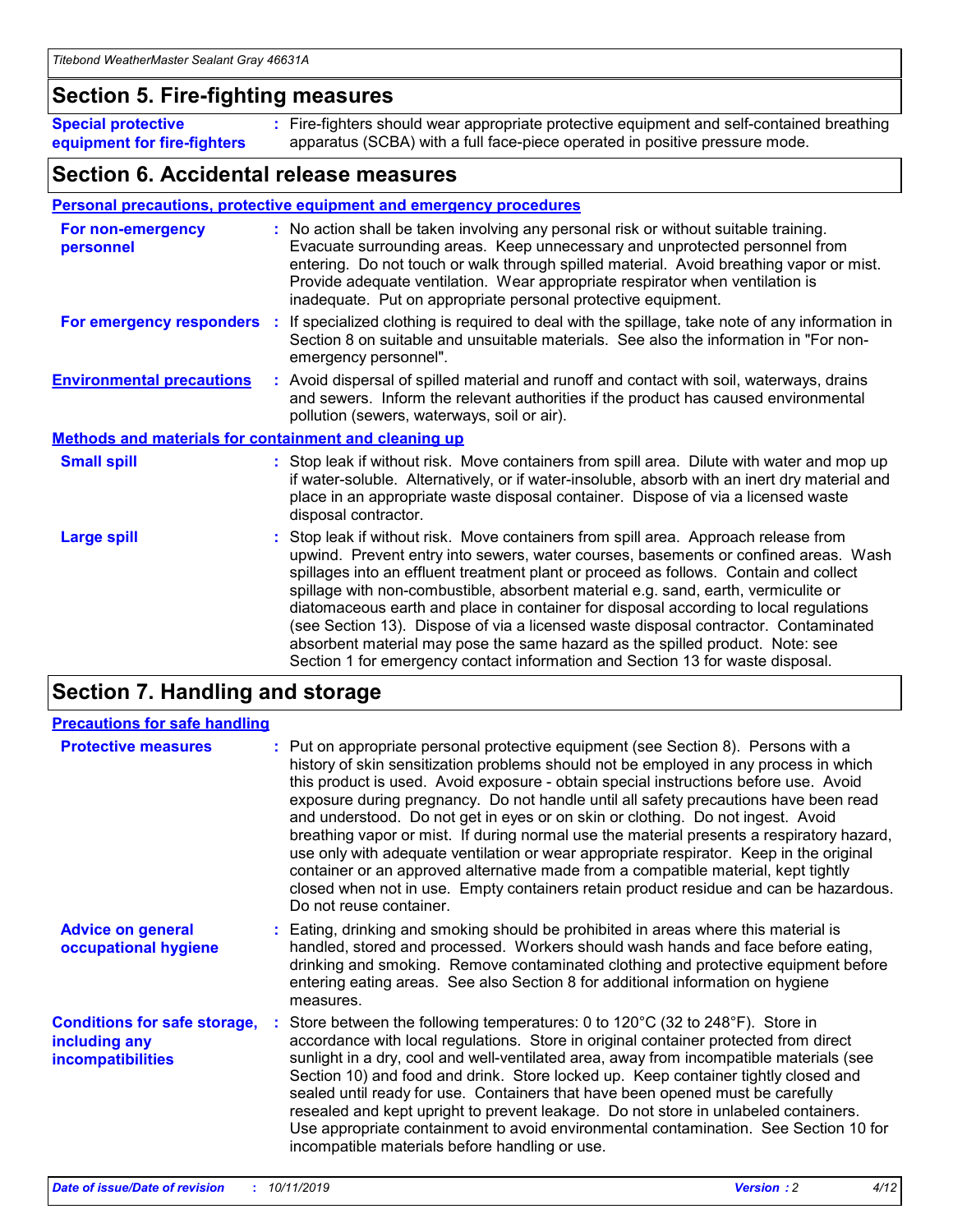## Section 5. Fire-fighting measures

**Special protective equipment for fire-fighters** : Fire-fighters should wear appropriate protective equipment and self-contained breathing apparatus (SCBA) with a full face-piece operated in positive pressure mode.

## Section 6. Accidental release measures

### Personal precautions, protective equipment and emergency procedures

**For non-emergency personnel** : No action shall be taken involving any personal risk or without suitable training. Evacuate surrounding areas. Keep unnecessary and unprotected personnel from entering. Do not touch or walk through spilled material. Avoid breathing vapor or mist. Provide adequate ventilation. Wear appropriate respirator when ventilation is inadequate. Put on appropriate personal protective equipment.

**For emergency responders** : If specialized clothing is required to deal with the spillage, take note of any information in Section 8 on suitable and unsuitable materials. See also the information in "For non-emergency personnel".

**Environmental precautions** : Avoid dispersal of spilled material and runoff and contact with soil, waterways, drains and sewers. Inform the relevant authorities if the product has caused environmental pollution (sewers, waterways, soil or air).

### Methods and materials for containment and cleaning up

**Small spill** : Stop leak if without risk. Move containers from spill area. Dilute with water and mop up if water-soluble. Alternatively, or if water-insoluble, absorb with an inert dry material and place in an appropriate waste disposal container. Dispose of via a licensed waste disposal contractor.

**Large spill** : Stop leak if without risk. Move containers from spill area. Approach release from upwind. Prevent entry into sewers, water courses, basements or confined areas. Wash spillages into an effluent treatment plant or proceed as follows. Contain and collect spillage with non-combustible, absorbent material e.g. sand, earth, vermiculite or diatomaceous earth and place in container for disposal according to local regulations (see Section 13). Dispose of via a licensed waste disposal contractor. Contaminated absorbent material may pose the same hazard as the spilled product. Note: see Section 1 for emergency contact information and Section 13 for waste disposal.

## Section 7. Handling and storage

### Precautions for safe handling

**Protective measures** : Put on appropriate personal protective equipment (see Section 8). Persons with a history of skin sensitization problems should not be employed in any process in which this product is used. Avoid exposure - obtain special instructions before use. Avoid exposure during pregnancy. Do not handle until all safety precautions have been read and understood. Do not get in eyes or on skin or clothing. Do not ingest. Avoid breathing vapor or mist. If during normal use the material presents a respiratory hazard, use only with adequate ventilation or wear appropriate respirator. Keep in the original container or an approved alternative made from a compatible material, kept tightly closed when not in use. Empty containers retain product residue and can be hazardous. Do not reuse container.

**Advice on general occupational hygiene** : Eating, drinking and smoking should be prohibited in areas where this material is handled, stored and processed. Workers should wash hands and face before eating, drinking and smoking. Remove contaminated clothing and protective equipment before entering eating areas. See also Section 8 for additional information on hygiene measures.

**Conditions for safe storage, including any incompatibilities** : Store between the following temperatures: 0 to 120°C (32 to 248°F). Store in accordance with local regulations. Store in original container protected from direct sunlight in a dry, cool and well-ventilated area, away from incompatible materials (see Section 10) and food and drink. Store locked up. Keep container tightly closed and sealed until ready for use. Containers that have been opened must be carefully resealed and kept upright to prevent leakage. Do not store in unlabeled containers. Use appropriate containment to avoid environmental contamination. See Section 10 for incompatible materials before handling or use.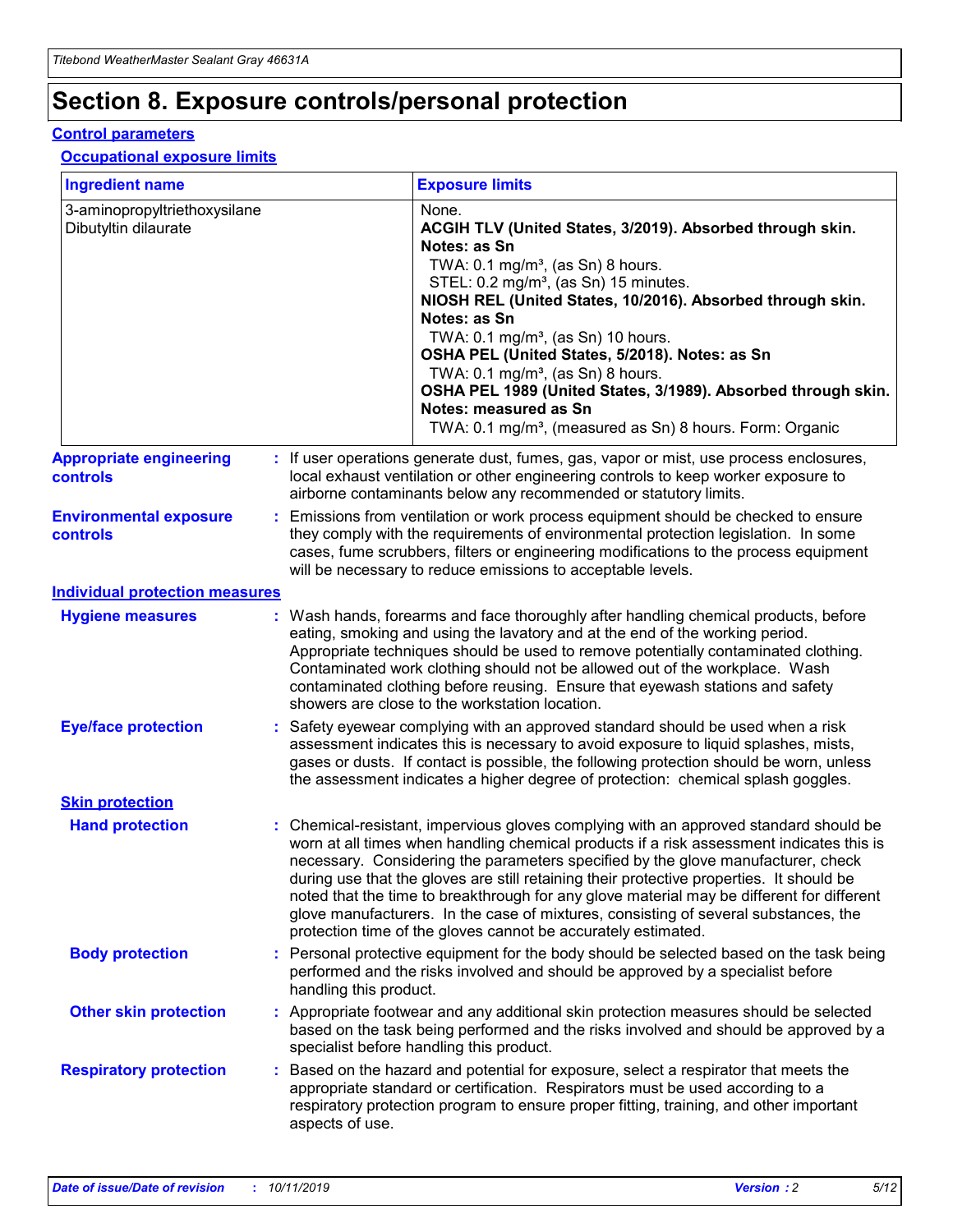# Section 8. Exposure controls/personal protection

## Control parameters

### Occupational exposure limits

| Ingredient name | Exposure limits |
|---|---|
| 3-aminopropyltriethoxysilane<br>Dibutyltin dilaurate | None.<br>**ACGIH TLV (United States, 3/2019). Absorbed through skin. Notes: as Sn**<br>TWA: 0.1 mg/m³, (as Sn) 8 hours.<br>STEL: 0.2 mg/m³, (as Sn) 15 minutes.<br>**NIOSH REL (United States, 10/2016). Absorbed through skin. Notes: as Sn**<br>TWA: 0.1 mg/m³, (as Sn) 10 hours.<br>**OSHA PEL (United States, 5/2018). Notes: as Sn**<br>TWA: 0.1 mg/m³, (as Sn) 8 hours.<br>**OSHA PEL 1989 (United States, 3/1989). Absorbed through skin. Notes: measured as Sn**<br>TWA: 0.1 mg/m³, (measured as Sn) 8 hours. Form: Organic |

**Appropriate engineering controls** : If user operations generate dust, fumes, gas, vapor or mist, use process enclosures, local exhaust ventilation or other engineering controls to keep worker exposure to airborne contaminants below any recommended or statutory limits.

**Environmental exposure controls** : Emissions from ventilation or work process equipment should be checked to ensure they comply with the requirements of environmental protection legislation. In some cases, fume scrubbers, filters or engineering modifications to the process equipment will be necessary to reduce emissions to acceptable levels.

## Individual protection measures

**Hygiene measures** : Wash hands, forearms and face thoroughly after handling chemical products, before eating, smoking and using the lavatory and at the end of the working period. Appropriate techniques should be used to remove potentially contaminated clothing. Contaminated work clothing should not be allowed out of the workplace. Wash contaminated clothing before reusing. Ensure that eyewash stations and safety showers are close to the workstation location.

**Eye/face protection** : Safety eyewear complying with an approved standard should be used when a risk assessment indicates this is necessary to avoid exposure to liquid splashes, mists, gases or dusts. If contact is possible, the following protection should be worn, unless the assessment indicates a higher degree of protection: chemical splash goggles.

### Skin protection

**Hand protection** : Chemical-resistant, impervious gloves complying with an approved standard should be worn at all times when handling chemical products if a risk assessment indicates this is necessary. Considering the parameters specified by the glove manufacturer, check during use that the gloves are still retaining their protective properties. It should be noted that the time to breakthrough for any glove material may be different for different glove manufacturers. In the case of mixtures, consisting of several substances, the protection time of the gloves cannot be accurately estimated.

**Body protection** : Personal protective equipment for the body should be selected based on the task being performed and the risks involved and should be approved by a specialist before handling this product.

**Other skin protection** : Appropriate footwear and any additional skin protection measures should be selected based on the task being performed and the risks involved and should be approved by a specialist before handling this product.

**Respiratory protection** : Based on the hazard and potential for exposure, select a respirator that meets the appropriate standard or certification. Respirators must be used according to a respiratory protection program to ensure proper fitting, training, and other important aspects of use.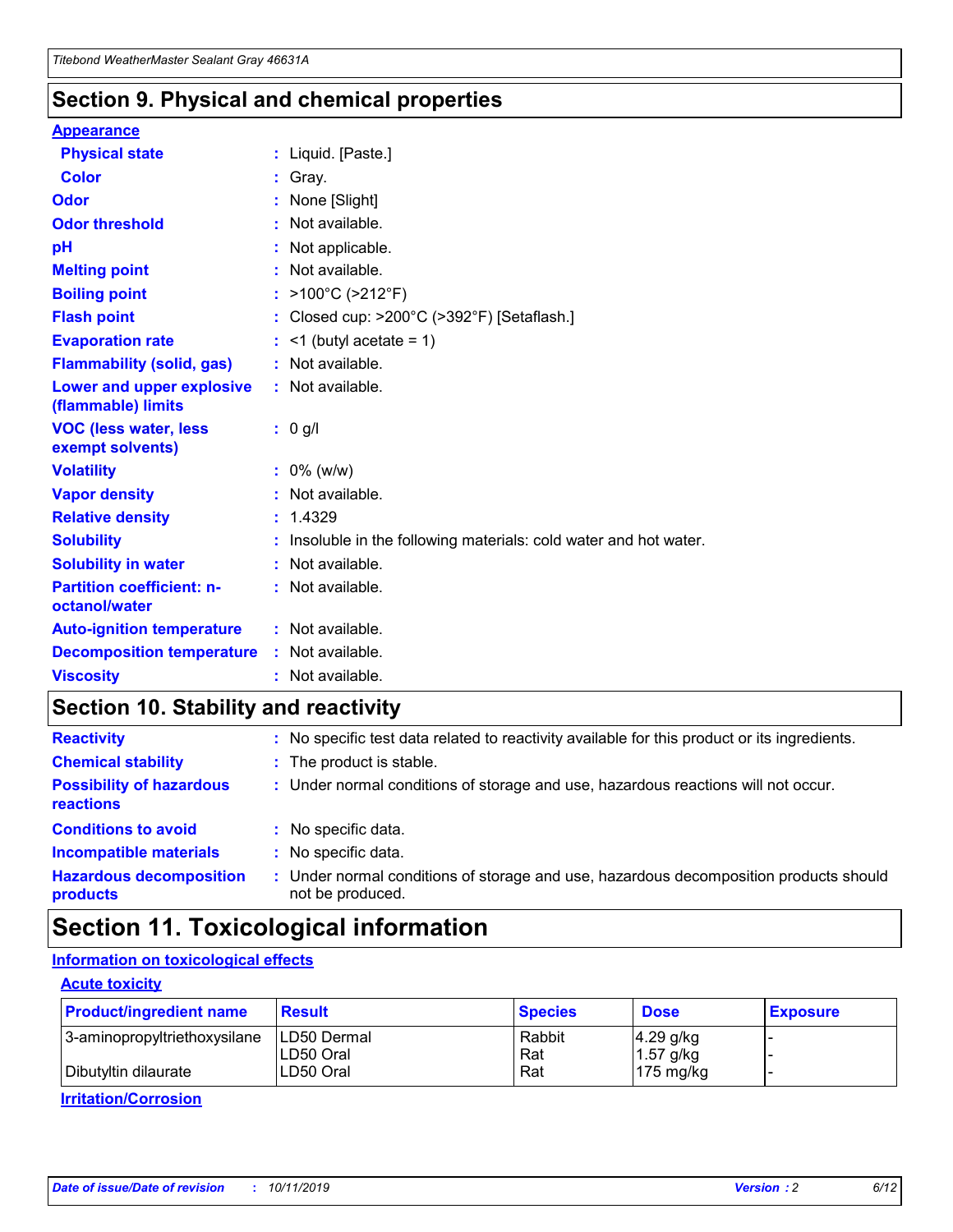## Section 9. Physical and chemical properties

**Appearance**

| | | |
|---|---|---|
| **Physical state** | : | Liquid. [Paste.] |
| **Color** | : | Gray. |
| **Odor** | : | None [Slight] |
| **Odor threshold** | : | Not available. |
| **pH** | : | Not applicable. |
| **Melting point** | : | Not available. |
| **Boiling point** | : | >100°C (>212°F) |
| **Flash point** | : | Closed cup: >200°C (>392°F) [Setaflash.] |
| **Evaporation rate** | : | <1 (butyl acetate = 1) |
| **Flammability (solid, gas)** | : | Not available. |
| **Lower and upper explosive (flammable) limits** | : | Not available. |
| **VOC (less water, less exempt solvents)** | : | 0 g/l |
| **Volatility** | : | 0% (w/w) |
| **Vapor density** | : | Not available. |
| **Relative density** | : | 1.4329 |
| **Solubility** | : | Insoluble in the following materials: cold water and hot water. |
| **Solubility in water** | : | Not available. |
| **Partition coefficient: n-octanol/water** | : | Not available. |
| **Auto-ignition temperature** | : | Not available. |
| **Decomposition temperature** | : | Not available. |
| **Viscosity** | : | Not available. |

## Section 10. Stability and reactivity

| | | |
|---|---|---|
| **Reactivity** | : | No specific test data related to reactivity available for this product or its ingredients. |
| **Chemical stability** | : | The product is stable. |
| **Possibility of hazardous reactions** | : | Under normal conditions of storage and use, hazardous reactions will not occur. |
| **Conditions to avoid** | : | No specific data. |
| **Incompatible materials** | : | No specific data. |
| **Hazardous decomposition products** | : | Under normal conditions of storage and use, hazardous decomposition products should not be produced. |

## Section 11. Toxicological information

**Information on toxicological effects**

**Acute toxicity**

| Product/ingredient name | Result | Species | Dose | Exposure |
|---|---|---|---|---|
| 3-aminopropyltriethoxysilane | LD50 Dermal | Rabbit | 4.29 g/kg | - |
| | LD50 Oral | Rat | 1.57 g/kg | - |
| Dibutyltin dilaurate | LD50 Oral | Rat | 175 mg/kg | - |

**Irritation/Corrosion**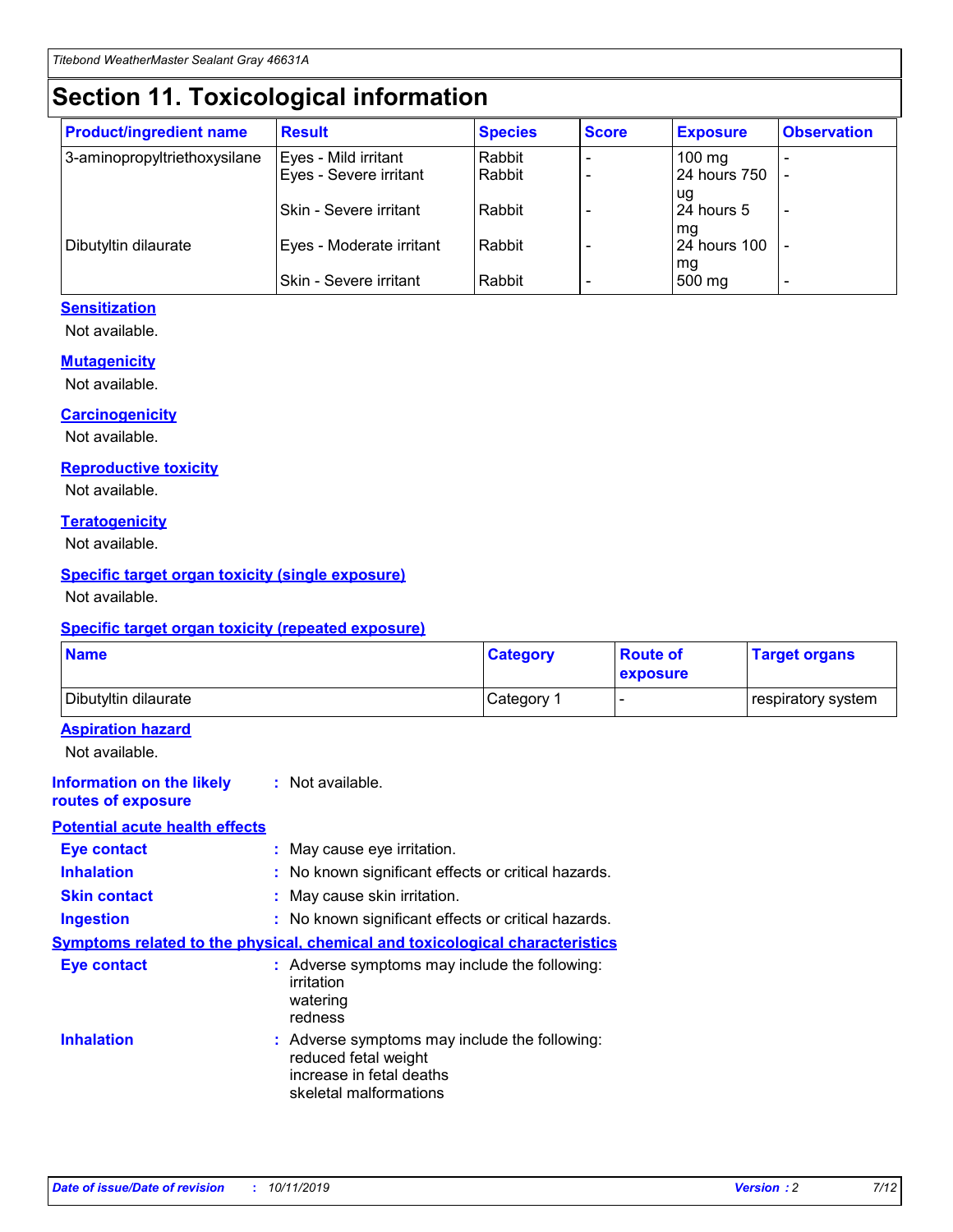# Section 11. Toxicological information

| Product/ingredient name | Result | Species | Score | Exposure | Observation |
|---|---|---|---|---|---|
| 3-aminopropyltriethoxysilane | Eyes - Mild irritant | Rabbit | - | 100 mg | - |
| | Eyes - Severe irritant | Rabbit | - | 24 hours 750 ug | - |
| | Skin - Severe irritant | Rabbit | - | 24 hours 5 mg | - |
| Dibutyltin dilaurate | Eyes - Moderate irritant | Rabbit | - | 24 hours 100 mg | - |
| | Skin - Severe irritant | Rabbit | - | 500 mg | - |

### Sensitization

Not available.

### Mutagenicity

Not available.

### Carcinogenicity

Not available.

### Reproductive toxicity

Not available.

### Teratogenicity

Not available.

### Specific target organ toxicity (single exposure)

Not available.

### Specific target organ toxicity (repeated exposure)

| Name | Category | Route of exposure | Target organs |
|---|---|---|---|
| Dibutyltin dilaurate | Category 1 | - | respiratory system |

### Aspiration hazard

Not available.

**Information on the likely routes of exposure** : Not available.

### Potential acute health effects

**Eye contact** : May cause eye irritation.

**Inhalation** : No known significant effects or critical hazards.

**Skin contact** : May cause skin irritation.

**Ingestion** : No known significant effects or critical hazards.

### Symptoms related to the physical, chemical and toxicological characteristics

**Eye contact** : Adverse symptoms may include the following:
irritation
watering
redness

**Inhalation** : Adverse symptoms may include the following:
reduced fetal weight
increase in fetal deaths
skeletal malformations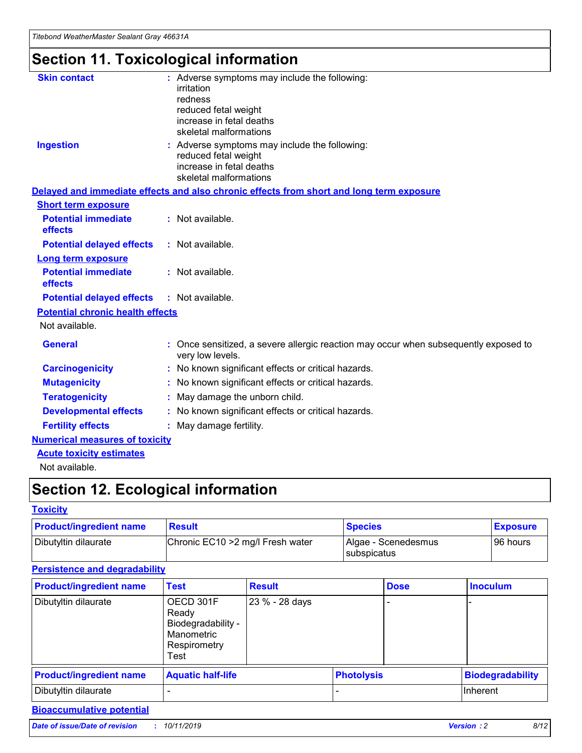# Section 11. Toxicological information

**Skin contact** : Adverse symptoms may include the following:
irritation
redness
reduced fetal weight
increase in fetal deaths
skeletal malformations

**Ingestion** : Adverse symptoms may include the following:
reduced fetal weight
increase in fetal deaths
skeletal malformations

## Delayed and immediate effects and also chronic effects from short and long term exposure

### Short term exposure

**Potential immediate effects** : Not available.

**Potential delayed effects** : Not available.

### Long term exposure

**Potential immediate effects** : Not available.

**Potential delayed effects** : Not available.

### Potential chronic health effects

Not available.

**General** : Once sensitized, a severe allergic reaction may occur when subsequently exposed to very low levels.

**Carcinogenicity** : No known significant effects or critical hazards.

**Mutagenicity** : No known significant effects or critical hazards.

**Teratogenicity** : May damage the unborn child.

**Developmental effects** : No known significant effects or critical hazards.

**Fertility effects** : May damage fertility.

## Numerical measures of toxicity

### Acute toxicity estimates

Not available.

# Section 12. Ecological information

## Toxicity

| Product/ingredient name | Result | Species | Exposure |
| --- | --- | --- | --- |
| Dibutyltin dilaurate | Chronic EC10 >2 mg/l Fresh water | Algae - Scenedesmus subspicatus | 96 hours |

## Persistence and degradability

| Product/ingredient name | Test | Result | Dose | Inoculum |
| --- | --- | --- | --- | --- |
| Dibutyltin dilaurate | OECD 301F Ready Biodegradability - Manometric Respirometry Test | 23 % - 28 days | - | - |

| Product/ingredient name | Aquatic half-life | Photolysis | Biodegradability |
| --- | --- | --- | --- |
| Dibutyltin dilaurate | - | - | Inherent |

## Bioaccumulative potential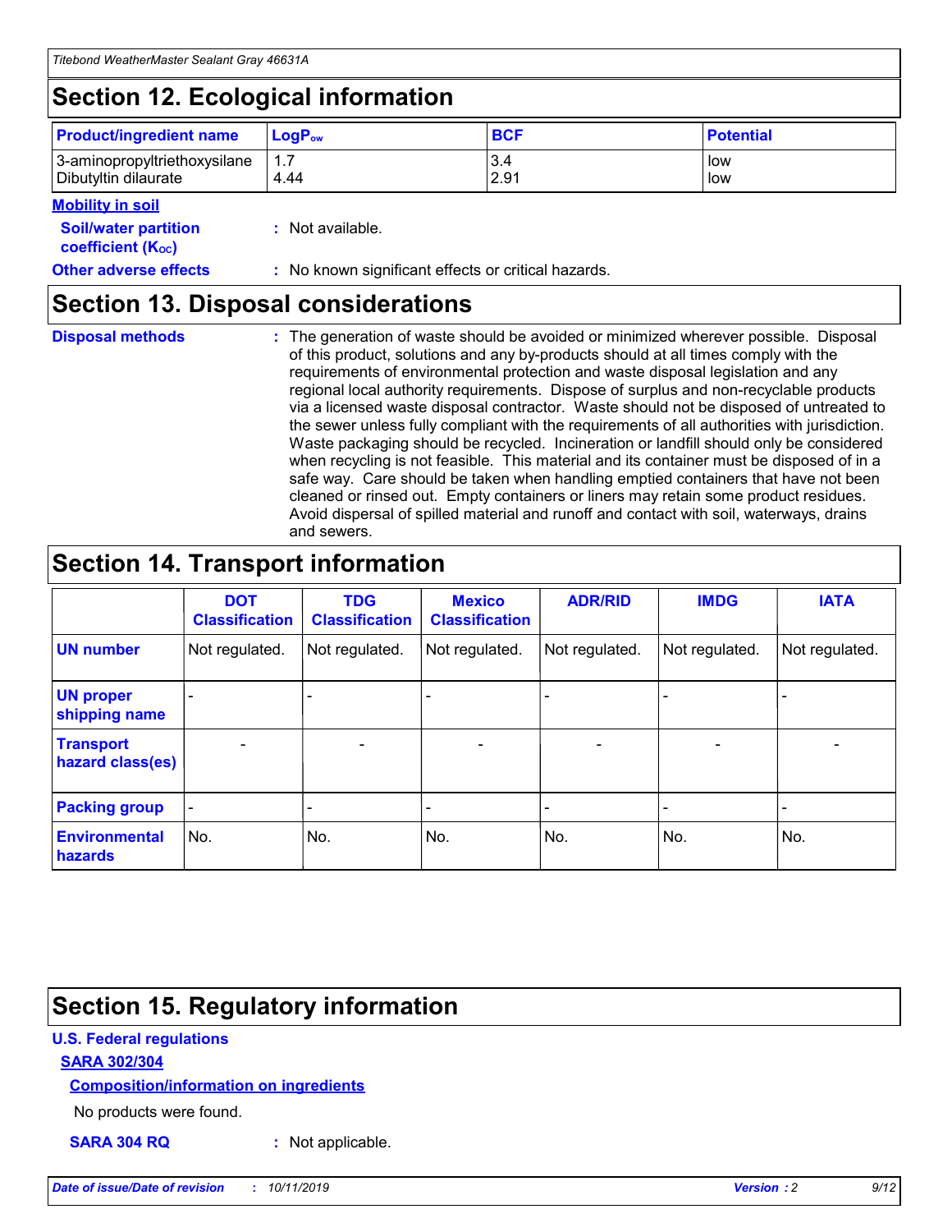## Section 12. Ecological information

| Product/ingredient name | $LogP_{ow}$ | BCF | Potential |
|---|---|---|---|
| 3-aminopropyltriethoxysilane | 1.7 | 3.4 | low |
| Dibutyltin dilaurate | 4.44 | 2.91 | low |

**Mobility in soil**

**Soil/water partition coefficient ($K_{OC}$)** : Not available.

**Other adverse effects** : No known significant effects or critical hazards.

## Section 13. Disposal considerations

**Disposal methods** : The generation of waste should be avoided or minimized wherever possible. Disposal of this product, solutions and any by-products should at all times comply with the requirements of environmental protection and waste disposal legislation and any regional local authority requirements. Dispose of surplus and non-recyclable products via a licensed waste disposal contractor. Waste should not be disposed of untreated to the sewer unless fully compliant with the requirements of all authorities with jurisdiction. Waste packaging should be recycled. Incineration or landfill should only be considered when recycling is not feasible. This material and its container must be disposed of in a safe way. Care should be taken when handling emptied containers that have not been cleaned or rinsed out. Empty containers or liners may retain some product residues. Avoid dispersal of spilled material and runoff and contact with soil, waterways, drains and sewers.

## Section 14. Transport information

| | DOT Classification | TDG Classification | Mexico Classification | ADR/RID | IMDG | IATA |
|---|---|---|---|---|---|---|
| **UN number** | Not regulated. | Not regulated. | Not regulated. | Not regulated. | Not regulated. | Not regulated. |
| **UN proper shipping name** | - | - | - | - | - | - |
| **Transport hazard class(es)** | - | - | - | - | - | - |
| **Packing group** | - | - | - | - | - | - |
| **Environmental hazards** | No. | No. | No. | No. | No. | No. |

## Section 15. Regulatory information

**U.S. Federal regulations**

**SARA 302/304**

**Composition/information on ingredients**

No products were found.

**SARA 304 RQ** : Not applicable.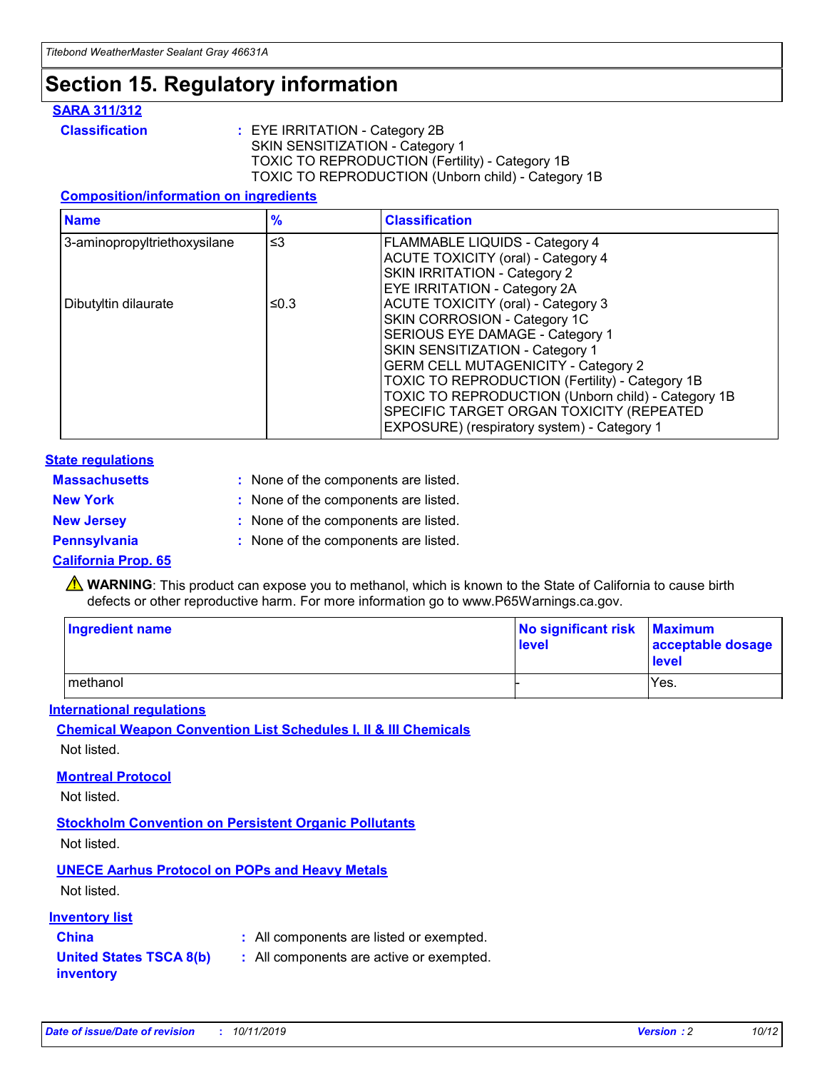# Section 15. Regulatory information

**SARA 311/312**

**Classification** : EYE IRRITATION - Category 2B
SKIN SENSITIZATION - Category 1
TOXIC TO REPRODUCTION (Fertility) - Category 1B
TOXIC TO REPRODUCTION (Unborn child) - Category 1B

**Composition/information on ingredients**

| Name | % | Classification |
|---|---|---|
| 3-aminopropyltriethoxysilane | ≤3 | FLAMMABLE LIQUIDS - Category 4<br>ACUTE TOXICITY (oral) - Category 4<br>SKIN IRRITATION - Category 2<br>EYE IRRITATION - Category 2A |
| Dibutyltin dilaurate | ≤0.3 | ACUTE TOXICITY (oral) - Category 3<br>SKIN CORROSION - Category 1C<br>SERIOUS EYE DAMAGE - Category 1<br>SKIN SENSITIZATION - Category 1<br>GERM CELL MUTAGENICITY - Category 2<br>TOXIC TO REPRODUCTION (Fertility) - Category 1B<br>TOXIC TO REPRODUCTION (Unborn child) - Category 1B<br>SPECIFIC TARGET ORGAN TOXICITY (REPEATED EXPOSURE) (respiratory system) - Category 1 |

**State regulations**

**Massachusetts** : None of the components are listed.

**New York** : None of the components are listed.

**New Jersey** : None of the components are listed.

**Pennsylvania** : None of the components are listed.

**California Prop. 65**

⚠ **WARNING**: This product can expose you to methanol, which is known to the State of California to cause birth defects or other reproductive harm. For more information go to www.P65Warnings.ca.gov.

| Ingredient name | No significant risk level | Maximum acceptable dosage level |
|---|---|---|
| methanol | - | Yes. |

**International regulations**

**Chemical Weapon Convention List Schedules I, II & III Chemicals**

Not listed.

**Montreal Protocol**

Not listed.

**Stockholm Convention on Persistent Organic Pollutants**

Not listed.

**UNECE Aarhus Protocol on POPs and Heavy Metals**

Not listed.

**Inventory list**

**China** : All components are listed or exempted.

**United States TSCA 8(b) inventory** : All components are active or exempted.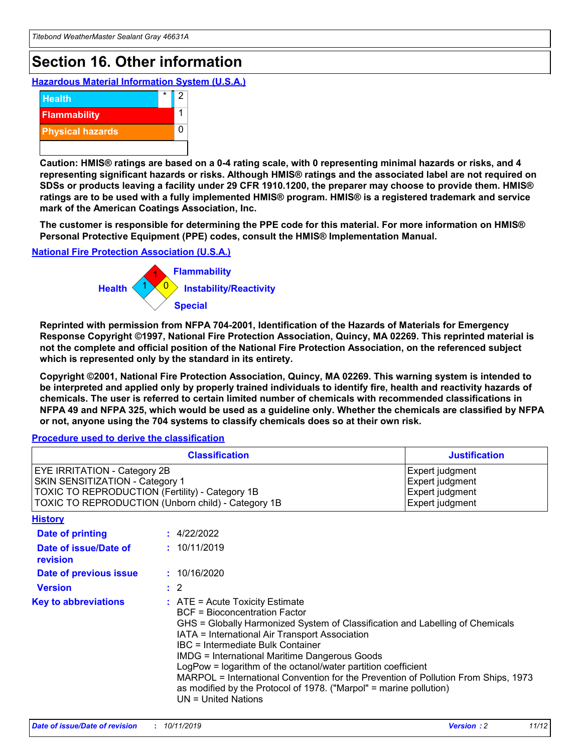# Section 16. Other information

**Hazardous Material Information System (U.S.A.)**

| | | |
|---|---|---|
| Health | * | 2 |
| Flammability | | 1 |
| Physical hazards | | 0 |

**Caution: HMIS® ratings are based on a 0-4 rating scale, with 0 representing minimal hazards or risks, and 4 representing significant hazards or risks. Although HMIS® ratings and the associated label are not required on SDSs or products leaving a facility under 29 CFR 1910.1200, the preparer may choose to provide them. HMIS® ratings are to be used with a fully implemented HMIS® program. HMIS® is a registered trademark and service mark of the American Coatings Association, Inc.**

**The customer is responsible for determining the PPE code for this material. For more information on HMIS® Personal Protective Equipment (PPE) codes, consult the HMIS® Implementation Manual.**

**National Fire Protection Association (U.S.A.)**

Health: 1
Flammability: 1
Instability/Reactivity: 0
Special:

**Reprinted with permission from NFPA 704-2001, Identification of the Hazards of Materials for Emergency Response Copyright ©1997, National Fire Protection Association, Quincy, MA 02269. This reprinted material is not the complete and official position of the National Fire Protection Association, on the referenced subject which is represented only by the standard in its entirety.**

**Copyright ©2001, National Fire Protection Association, Quincy, MA 02269. This warning system is intended to be interpreted and applied only by properly trained individuals to identify fire, health and reactivity hazards of chemicals. The user is referred to certain limited number of chemicals with recommended classifications in NFPA 49 and NFPA 325, which would be used as a guideline only. Whether the chemicals are classified by NFPA or not, anyone using the 704 systems to classify chemicals does so at their own risk.**

**Procedure used to derive the classification**

| Classification | Justification |
|---|---|
| EYE IRRITATION - Category 2B | Expert judgment |
| SKIN SENSITIZATION - Category 1 | Expert judgment |
| TOXIC TO REPRODUCTION (Fertility) - Category 1B | Expert judgment |
| TOXIC TO REPRODUCTION (Unborn child) - Category 1B | Expert judgment |

**History**

**Date of printing** : 4/22/2022

**Date of issue/Date of revision** : 10/11/2019

**Date of previous issue** : 10/16/2020

**Version** : 2

**Key to abbreviations** :
ATE = Acute Toxicity Estimate
BCF = Bioconcentration Factor
GHS = Globally Harmonized System of Classification and Labelling of Chemicals
IATA = International Air Transport Association
IBC = Intermediate Bulk Container
IMDG = International Maritime Dangerous Goods
LogPow = logarithm of the octanol/water partition coefficient
MARPOL = International Convention for the Prevention of Pollution From Ships, 1973 as modified by the Protocol of 1978. ("Marpol" = marine pollution)
UN = United Nations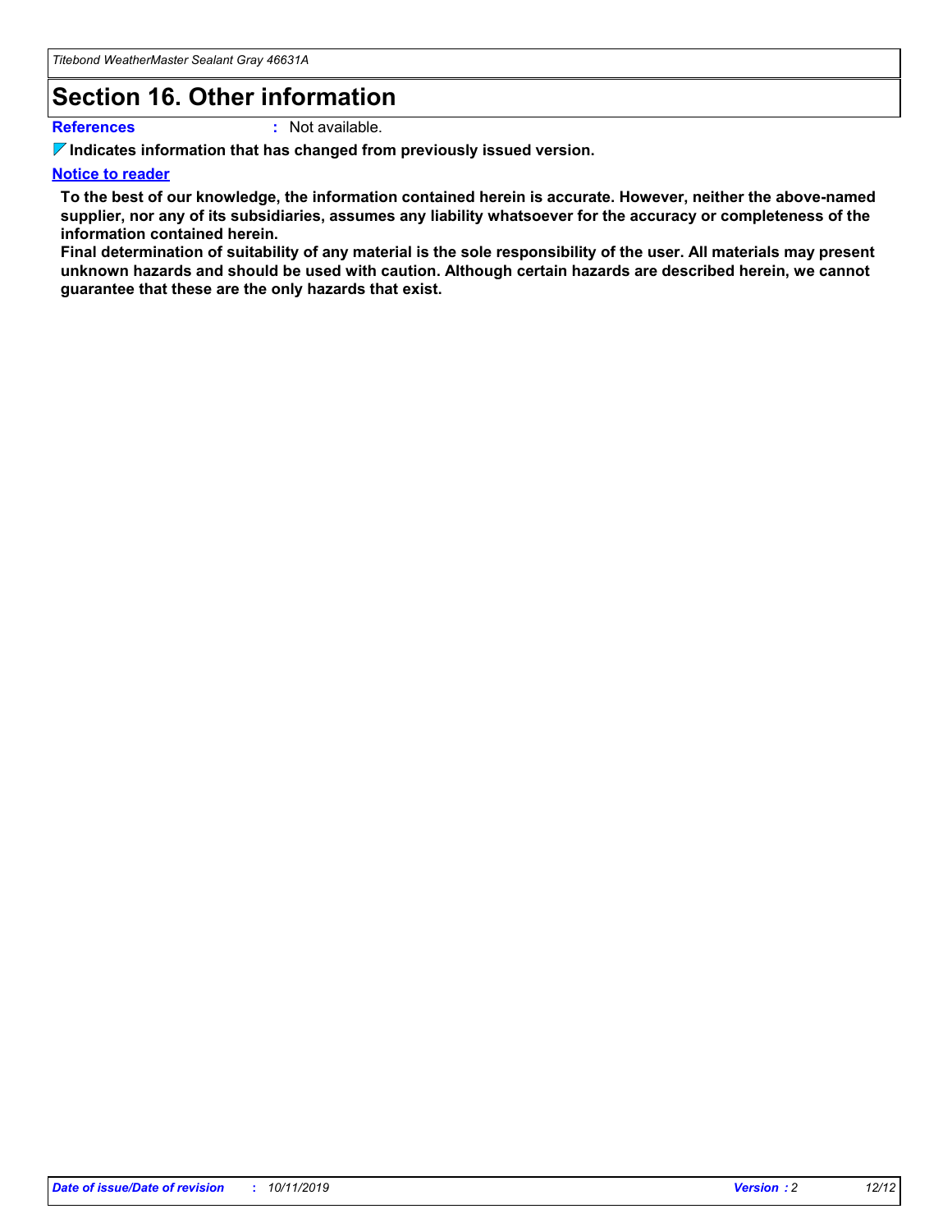# Section 16. Other information

**References** : Not available.

**Indicates information that has changed from previously issued version.**

**Notice to reader**

**To the best of our knowledge, the information contained herein is accurate. However, neither the above-named supplier, nor any of its subsidiaries, assumes any liability whatsoever for the accuracy or completeness of the information contained herein.**

**Final determination of suitability of any material is the sole responsibility of the user. All materials may present unknown hazards and should be used with caution. Although certain hazards are described herein, we cannot guarantee that these are the only hazards that exist.**